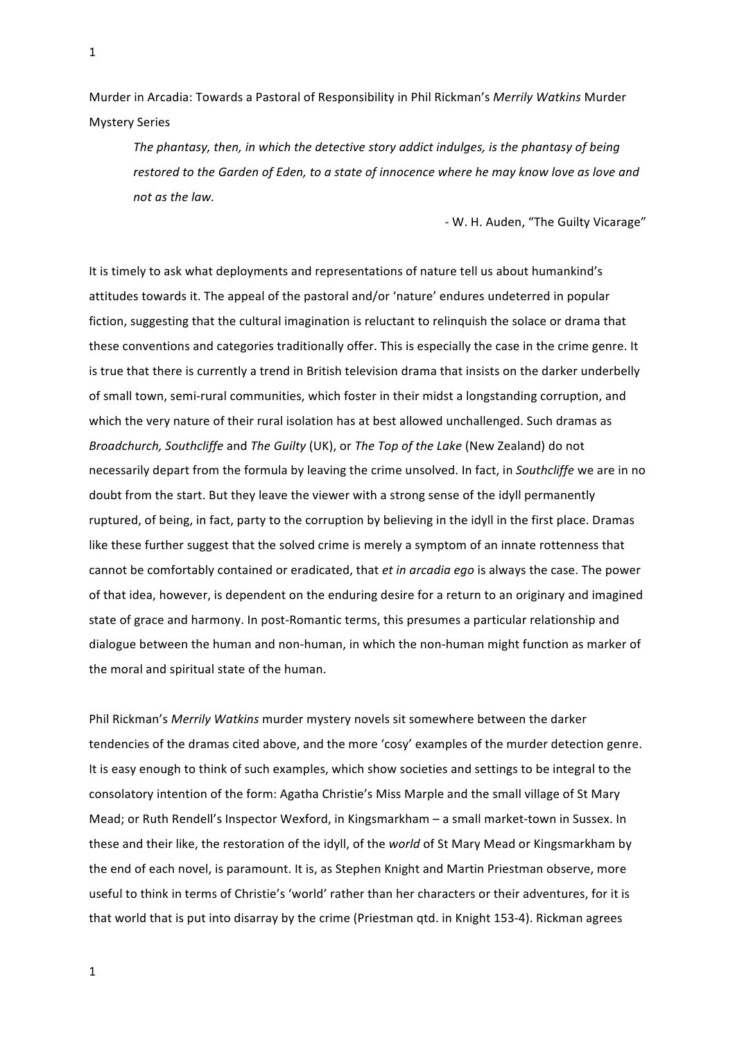# Murder in Arcadia: Towards a Pastoral of Responsibility in Phil Rickman's *Merrily Watkins* Murder Mystery Series

> *The phantasy, then, in which the detective story addict indulges, is the phantasy of being restored to the Garden of Eden, to a state of innocence where he may know love as love and not as the law.*
>
> - W. H. Auden, "The Guilty Vicarage"

It is timely to ask what deployments and representations of nature tell us about humankind's attitudes towards it. The appeal of the pastoral and/or 'nature' endures undeterred in popular fiction, suggesting that the cultural imagination is reluctant to relinquish the solace or drama that these conventions and categories traditionally offer. This is especially the case in the crime genre. It is true that there is currently a trend in British television drama that insists on the darker underbelly of small town, semi-rural communities, which foster in their midst a longstanding corruption, and which the very nature of their rural isolation has at best allowed unchallenged. Such dramas as *Broadchurch, Southcliffe* and *The Guilty* (UK), or *The Top of the Lake* (New Zealand) do not necessarily depart from the formula by leaving the crime unsolved. In fact, in *Southcliffe* we are in no doubt from the start. But they leave the viewer with a strong sense of the idyll permanently ruptured, of being, in fact, party to the corruption by believing in the idyll in the first place. Dramas like these further suggest that the solved crime is merely a symptom of an innate rottenness that cannot be comfortably contained or eradicated, that *et in arcadia ego* is always the case. The power of that idea, however, is dependent on the enduring desire for a return to an originary and imagined state of grace and harmony. In post-Romantic terms, this presumes a particular relationship and dialogue between the human and non-human, in which the non-human might function as marker of the moral and spiritual state of the human.

Phil Rickman's *Merrily Watkins* murder mystery novels sit somewhere between the darker tendencies of the dramas cited above, and the more 'cosy' examples of the murder detection genre. It is easy enough to think of such examples, which show societies and settings to be integral to the consolatory intention of the form: Agatha Christie's Miss Marple and the small village of St Mary Mead; or Ruth Rendell's Inspector Wexford, in Kingsmarkham – a small market-town in Sussex. In these and their like, the restoration of the idyll, of the *world* of St Mary Mead or Kingsmarkham by the end of each novel, is paramount. It is, as Stephen Knight and Martin Priestman observe, more useful to think in terms of Christie's 'world' rather than her characters or their adventures, for it is that world that is put into disarray by the crime (Priestman qtd. in Knight 153-4). Rickman agrees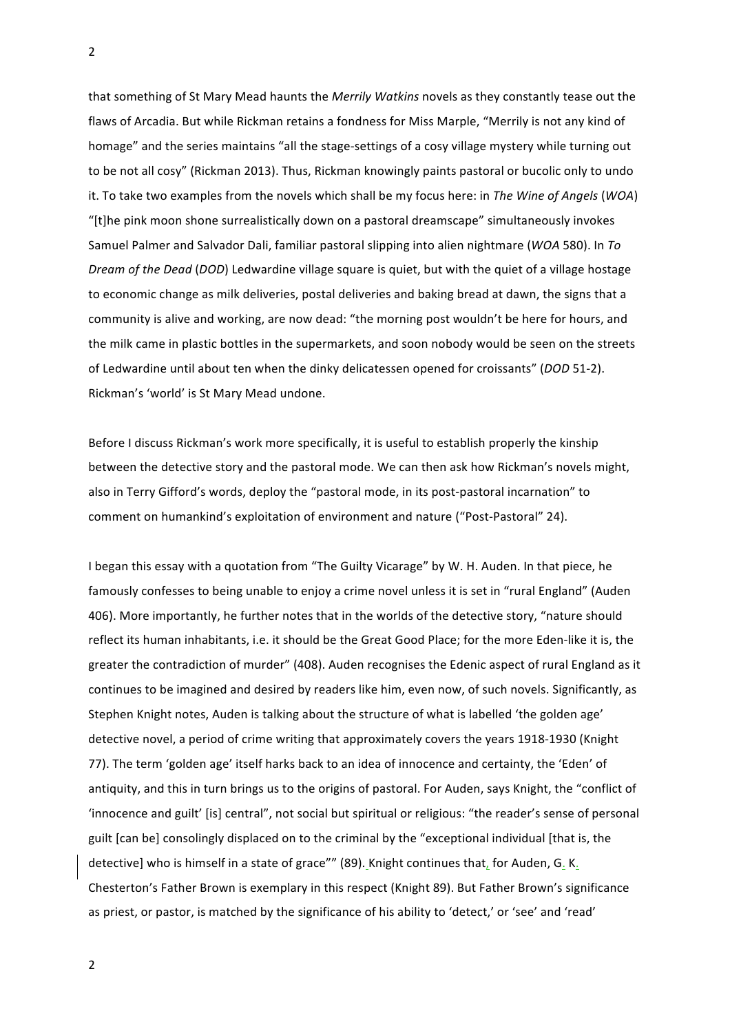that something of St Mary Mead haunts the *Merrily Watkins* novels as they constantly tease out the flaws of Arcadia. But while Rickman retains a fondness for Miss Marple, "Merrily is not any kind of homage" and the series maintains "all the stage-settings of a cosy village mystery while turning out to be not all cosy" (Rickman 2013). Thus, Rickman knowingly paints pastoral or bucolic only to undo it. To take two examples from the novels which shall be my focus here: in *The Wine of Angels* (*WOA*) "[t]he pink moon shone surrealistically down on a pastoral dreamscape" simultaneously invokes Samuel Palmer and Salvador Dali, familiar pastoral slipping into alien nightmare (*WOA* 580). In *To Dream of the Dead* (*DOD*) Ledwardine village square is quiet, but with the quiet of a village hostage to economic change as milk deliveries, postal deliveries and baking bread at dawn, the signs that a community is alive and working, are now dead: "the morning post wouldn't be here for hours, and the milk came in plastic bottles in the supermarkets, and soon nobody would be seen on the streets of Ledwardine until about ten when the dinky delicatessen opened for croissants" (*DOD* 51-2). Rickman's 'world' is St Mary Mead undone.

Before I discuss Rickman's work more specifically, it is useful to establish properly the kinship between the detective story and the pastoral mode. We can then ask how Rickman's novels might, also in Terry Gifford's words, deploy the "pastoral mode, in its post-pastoral incarnation" to comment on humankind's exploitation of environment and nature ("Post-Pastoral" 24).

I began this essay with a quotation from "The Guilty Vicarage" by W. H. Auden. In that piece, he famously confesses to being unable to enjoy a crime novel unless it is set in "rural England" (Auden 406). More importantly, he further notes that in the worlds of the detective story, "nature should reflect its human inhabitants, i.e. it should be the Great Good Place; for the more Eden-like it is, the greater the contradiction of murder" (408). Auden recognises the Edenic aspect of rural England as it continues to be imagined and desired by readers like him, even now, of such novels. Significantly, as Stephen Knight notes, Auden is talking about the structure of what is labelled 'the golden age' detective novel, a period of crime writing that approximately covers the years 1918-1930 (Knight 77). The term 'golden age' itself harks back to an idea of innocence and certainty, the 'Eden' of antiquity, and this in turn brings us to the origins of pastoral. For Auden, says Knight, the "conflict of 'innocence and guilt' [is] central", not social but spiritual or religious: "the reader's sense of personal guilt [can be] consolingly displaced on to the criminal by the "exceptional individual [that is, the detective] who is himself in a state of grace"" (89). Knight continues that, for Auden, G. K. Chesterton's Father Brown is exemplary in this respect (Knight 89). But Father Brown's significance as priest, or pastor, is matched by the significance of his ability to 'detect,' or 'see' and 'read'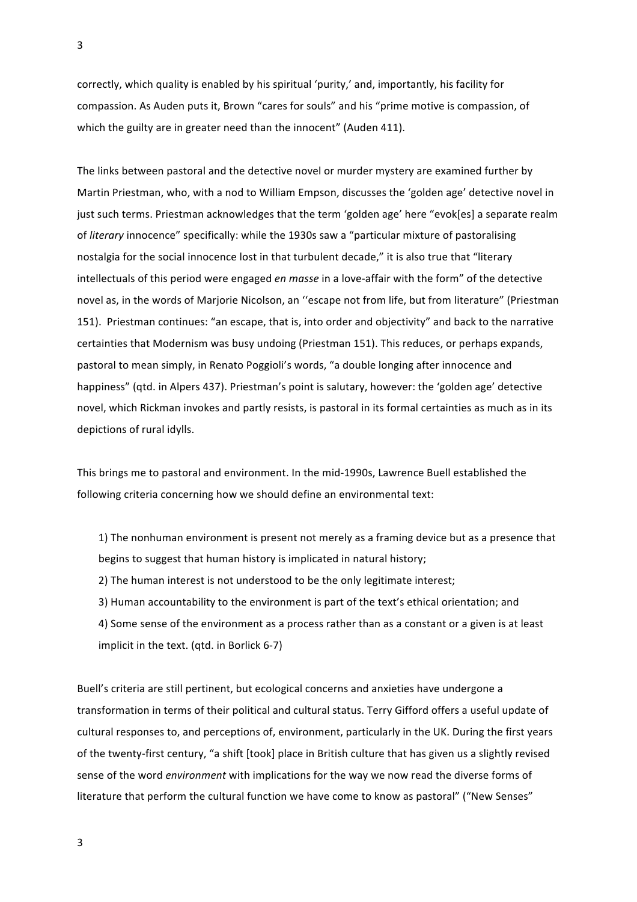correctly, which quality is enabled by his spiritual 'purity,' and, importantly, his facility for compassion. As Auden puts it, Brown "cares for souls" and his "prime motive is compassion, of which the guilty are in greater need than the innocent" (Auden 411).

The links between pastoral and the detective novel or murder mystery are examined further by Martin Priestman, who, with a nod to William Empson, discusses the 'golden age' detective novel in just such terms. Priestman acknowledges that the term 'golden age' here "evok[es] a separate realm of *literary* innocence" specifically: while the 1930s saw a "particular mixture of pastoralising nostalgia for the social innocence lost in that turbulent decade," it is also true that "literary intellectuals of this period were engaged *en masse* in a love-affair with the form" of the detective novel as, in the words of Marjorie Nicolson, an ''escape not from life, but from literature" (Priestman 151). Priestman continues: "an escape, that is, into order and objectivity" and back to the narrative certainties that Modernism was busy undoing (Priestman 151). This reduces, or perhaps expands, pastoral to mean simply, in Renato Poggioli's words, "a double longing after innocence and happiness" (qtd. in Alpers 437). Priestman's point is salutary, however: the 'golden age' detective novel, which Rickman invokes and partly resists, is pastoral in its formal certainties as much as in its depictions of rural idylls.

This brings me to pastoral and environment. In the mid-1990s, Lawrence Buell established the following criteria concerning how we should define an environmental text:

> 1) The nonhuman environment is present not merely as a framing device but as a presence that begins to suggest that human history is implicated in natural history;
> 2) The human interest is not understood to be the only legitimate interest;
> 3) Human accountability to the environment is part of the text's ethical orientation; and
> 4) Some sense of the environment as a process rather than as a constant or a given is at least implicit in the text. (qtd. in Borlick 6-7)

Buell's criteria are still pertinent, but ecological concerns and anxieties have undergone a transformation in terms of their political and cultural status. Terry Gifford offers a useful update of cultural responses to, and perceptions of, environment, particularly in the UK. During the first years of the twenty-first century, "a shift [took] place in British culture that has given us a slightly revised sense of the word *environment* with implications for the way we now read the diverse forms of literature that perform the cultural function we have come to know as pastoral" ("New Senses"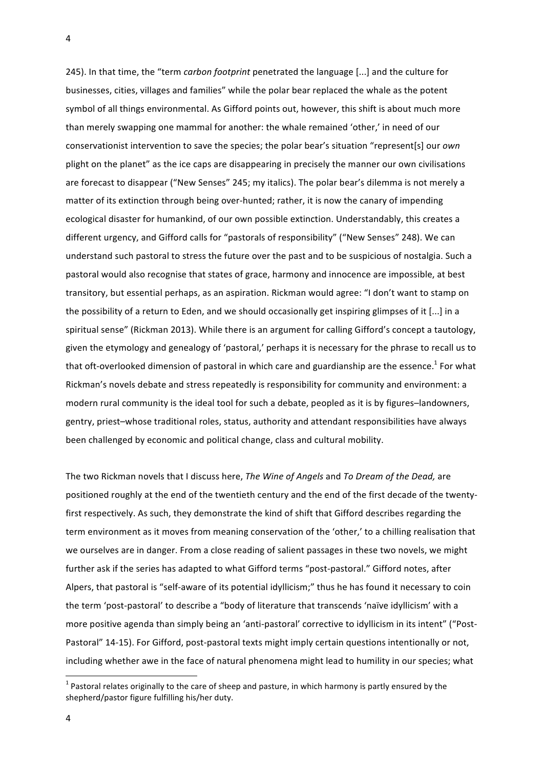245). In that time, the "term *carbon footprint* penetrated the language [...] and the culture for businesses, cities, villages and families" while the polar bear replaced the whale as the potent symbol of all things environmental. As Gifford points out, however, this shift is about much more than merely swapping one mammal for another: the whale remained 'other,' in need of our conservationist intervention to save the species; the polar bear's situation "represent[s] our *own* plight on the planet" as the ice caps are disappearing in precisely the manner our own civilisations are forecast to disappear ("New Senses" 245; my italics). The polar bear's dilemma is not merely a matter of its extinction through being over-hunted; rather, it is now the canary of impending ecological disaster for humankind, of our own possible extinction. Understandably, this creates a different urgency, and Gifford calls for "pastorals of responsibility" ("New Senses" 248). We can understand such pastoral to stress the future over the past and to be suspicious of nostalgia. Such a pastoral would also recognise that states of grace, harmony and innocence are impossible, at best transitory, but essential perhaps, as an aspiration. Rickman would agree: "I don't want to stamp on the possibility of a return to Eden, and we should occasionally get inspiring glimpses of it [...] in a spiritual sense" (Rickman 2013). While there is an argument for calling Gifford's concept a tautology, given the etymology and genealogy of 'pastoral,' perhaps it is necessary for the phrase to recall us to that oft-overlooked dimension of pastoral in which care and guardianship are the essence.[1] For what Rickman's novels debate and stress repeatedly is responsibility for community and environment: a modern rural community is the ideal tool for such a debate, peopled as it is by figures–landowners, gentry, priest–whose traditional roles, status, authority and attendant responsibilities have always been challenged by economic and political change, class and cultural mobility.

The two Rickman novels that I discuss here, *The Wine of Angels* and *To Dream of the Dead,* are positioned roughly at the end of the twentieth century and the end of the first decade of the twenty-first respectively. As such, they demonstrate the kind of shift that Gifford describes regarding the term environment as it moves from meaning conservation of the 'other,' to a chilling realisation that we ourselves are in danger. From a close reading of salient passages in these two novels, we might further ask if the series has adapted to what Gifford terms "post-pastoral." Gifford notes, after Alpers, that pastoral is "self-aware of its potential idyllicism;" thus he has found it necessary to coin the term 'post-pastoral' to describe a "body of literature that transcends 'naïve idyllicism' with a more positive agenda than simply being an 'anti-pastoral' corrective to idyllicism in its intent" ("Post-Pastoral" 14-15). For Gifford, post-pastoral texts might imply certain questions intentionally or not, including whether awe in the face of natural phenomena might lead to humility in our species; what

[1] Pastoral relates originally to the care of sheep and pasture, in which harmony is partly ensured by the shepherd/pastor figure fulfilling his/her duty.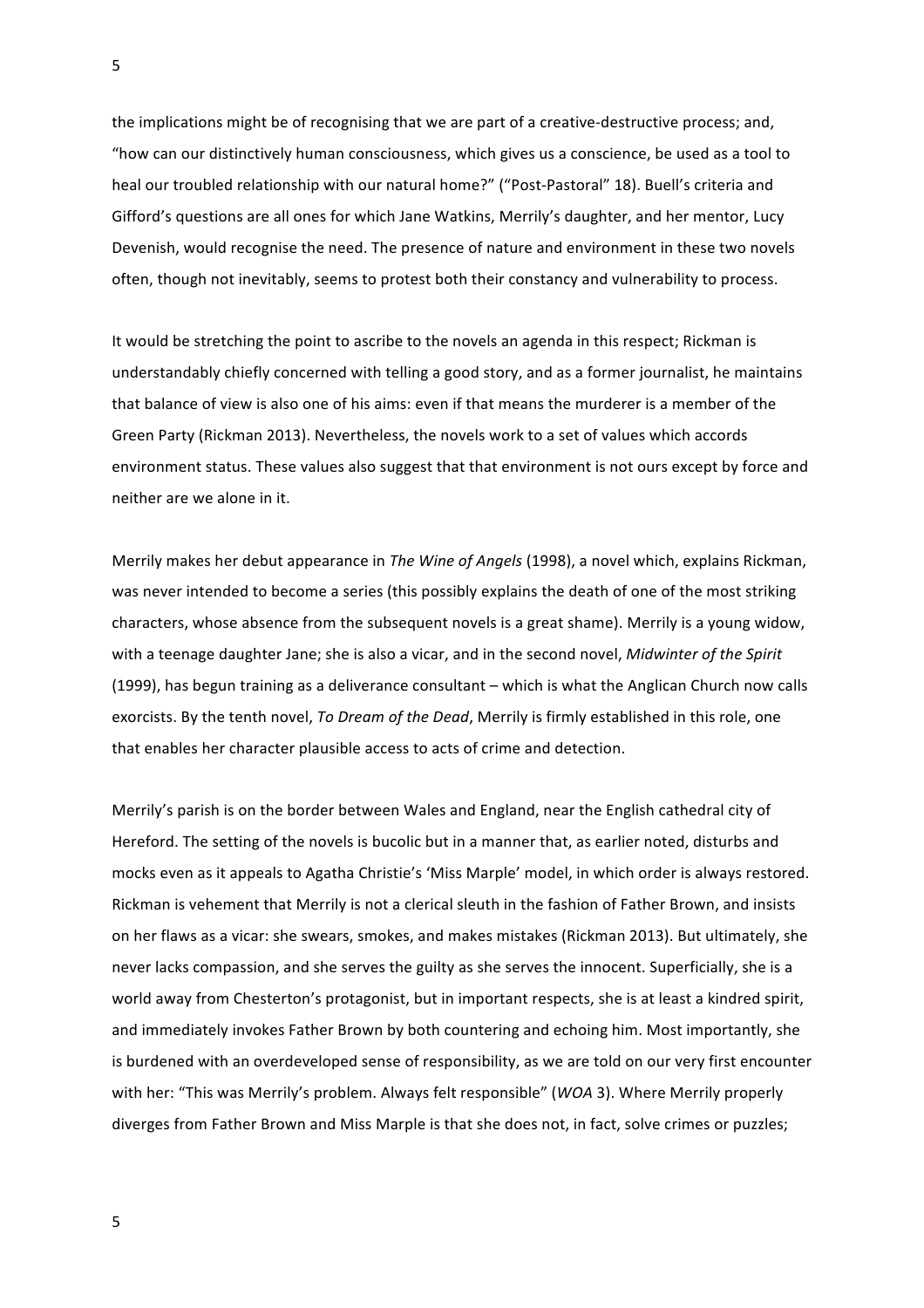the implications might be of recognising that we are part of a creative-destructive process; and, "how can our distinctively human consciousness, which gives us a conscience, be used as a tool to heal our troubled relationship with our natural home?" ("Post-Pastoral" 18). Buell's criteria and Gifford's questions are all ones for which Jane Watkins, Merrily's daughter, and her mentor, Lucy Devenish, would recognise the need. The presence of nature and environment in these two novels often, though not inevitably, seems to protest both their constancy and vulnerability to process.

It would be stretching the point to ascribe to the novels an agenda in this respect; Rickman is understandably chiefly concerned with telling a good story, and as a former journalist, he maintains that balance of view is also one of his aims: even if that means the murderer is a member of the Green Party (Rickman 2013). Nevertheless, the novels work to a set of values which accords environment status. These values also suggest that that environment is not ours except by force and neither are we alone in it.

Merrily makes her debut appearance in *The Wine of Angels* (1998), a novel which, explains Rickman, was never intended to become a series (this possibly explains the death of one of the most striking characters, whose absence from the subsequent novels is a great shame). Merrily is a young widow, with a teenage daughter Jane; she is also a vicar, and in the second novel, *Midwinter of the Spirit* (1999), has begun training as a deliverance consultant – which is what the Anglican Church now calls exorcists. By the tenth novel, *To Dream of the Dead*, Merrily is firmly established in this role, one that enables her character plausible access to acts of crime and detection.

Merrily's parish is on the border between Wales and England, near the English cathedral city of Hereford. The setting of the novels is bucolic but in a manner that, as earlier noted, disturbs and mocks even as it appeals to Agatha Christie's 'Miss Marple' model, in which order is always restored. Rickman is vehement that Merrily is not a clerical sleuth in the fashion of Father Brown, and insists on her flaws as a vicar: she swears, smokes, and makes mistakes (Rickman 2013). But ultimately, she never lacks compassion, and she serves the guilty as she serves the innocent. Superficially, she is a world away from Chesterton's protagonist, but in important respects, she is at least a kindred spirit, and immediately invokes Father Brown by both countering and echoing him. Most importantly, she is burdened with an overdeveloped sense of responsibility, as we are told on our very first encounter with her: "This was Merrily's problem. Always felt responsible" (*WOA* 3). Where Merrily properly diverges from Father Brown and Miss Marple is that she does not, in fact, solve crimes or puzzles;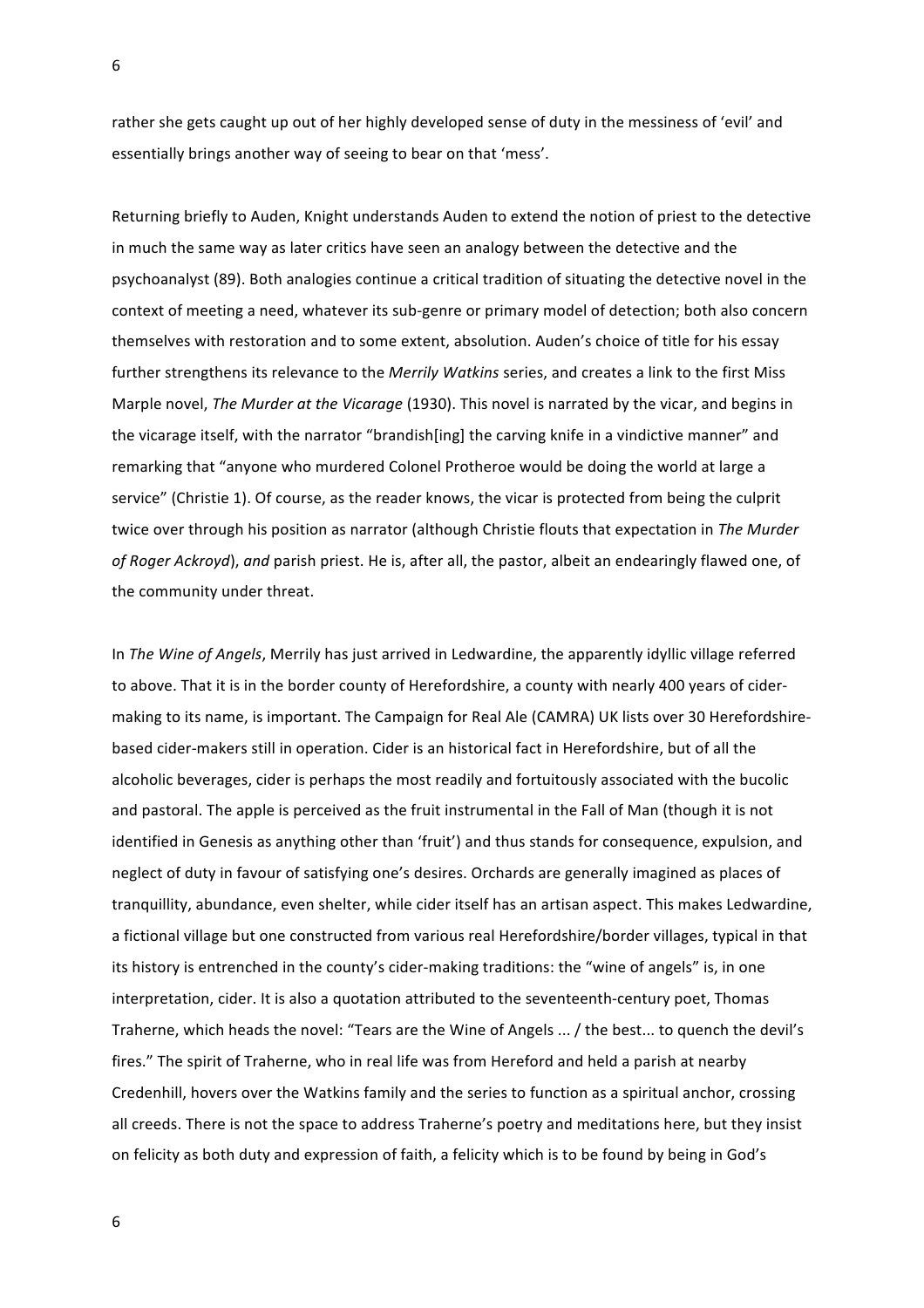rather she gets caught up out of her highly developed sense of duty in the messiness of 'evil' and essentially brings another way of seeing to bear on that 'mess'.

Returning briefly to Auden, Knight understands Auden to extend the notion of priest to the detective in much the same way as later critics have seen an analogy between the detective and the psychoanalyst (89). Both analogies continue a critical tradition of situating the detective novel in the context of meeting a need, whatever its sub-genre or primary model of detection; both also concern themselves with restoration and to some extent, absolution. Auden's choice of title for his essay further strengthens its relevance to the *Merrily Watkins* series, and creates a link to the first Miss Marple novel, *The Murder at the Vicarage* (1930). This novel is narrated by the vicar, and begins in the vicarage itself, with the narrator "brandish[ing] the carving knife in a vindictive manner" and remarking that "anyone who murdered Colonel Protheroe would be doing the world at large a service" (Christie 1). Of course, as the reader knows, the vicar is protected from being the culprit twice over through his position as narrator (although Christie flouts that expectation in *The Murder of Roger Ackroyd*), *and* parish priest. He is, after all, the pastor, albeit an endearingly flawed one, of the community under threat.

In *The Wine of Angels*, Merrily has just arrived in Ledwardine, the apparently idyllic village referred to above. That it is in the border county of Herefordshire, a county with nearly 400 years of cider-making to its name, is important. The Campaign for Real Ale (CAMRA) UK lists over 30 Herefordshire-based cider-makers still in operation. Cider is an historical fact in Herefordshire, but of all the alcoholic beverages, cider is perhaps the most readily and fortuitously associated with the bucolic and pastoral. The apple is perceived as the fruit instrumental in the Fall of Man (though it is not identified in Genesis as anything other than 'fruit') and thus stands for consequence, expulsion, and neglect of duty in favour of satisfying one's desires. Orchards are generally imagined as places of tranquillity, abundance, even shelter, while cider itself has an artisan aspect. This makes Ledwardine, a fictional village but one constructed from various real Herefordshire/border villages, typical in that its history is entrenched in the county's cider-making traditions: the "wine of angels" is, in one interpretation, cider. It is also a quotation attributed to the seventeenth-century poet, Thomas Traherne, which heads the novel: "Tears are the Wine of Angels ... / the best... to quench the devil's fires." The spirit of Traherne, who in real life was from Hereford and held a parish at nearby Credenhill, hovers over the Watkins family and the series to function as a spiritual anchor, crossing all creeds. There is not the space to address Traherne's poetry and meditations here, but they insist on felicity as both duty and expression of faith, a felicity which is to be found by being in God's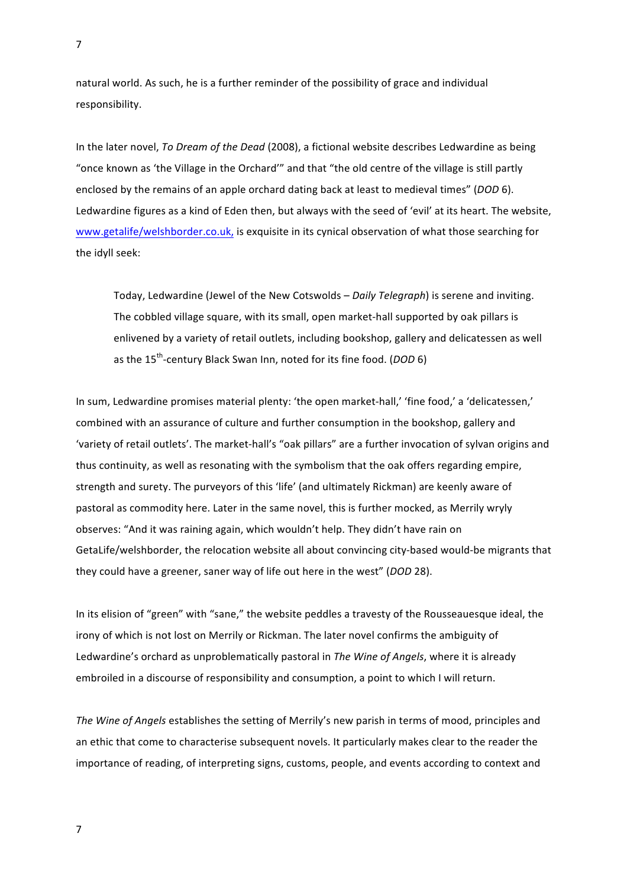natural world. As such, he is a further reminder of the possibility of grace and individual responsibility.

In the later novel, *To Dream of the Dead* (2008), a fictional website describes Ledwardine as being "once known as 'the Village in the Orchard'" and that "the old centre of the village is still partly enclosed by the remains of an apple orchard dating back at least to medieval times" (*DOD* 6). Ledwardine figures as a kind of Eden then, but always with the seed of 'evil' at its heart. The website, www.getalife/welshborder.co.uk, is exquisite in its cynical observation of what those searching for the idyll seek:

> Today, Ledwardine (Jewel of the New Cotswolds – *Daily Telegraph*) is serene and inviting. The cobbled village square, with its small, open market-hall supported by oak pillars is enlivened by a variety of retail outlets, including bookshop, gallery and delicatessen as well as the 15th-century Black Swan Inn, noted for its fine food. (*DOD* 6)

In sum, Ledwardine promises material plenty: 'the open market-hall,' 'fine food,' a 'delicatessen,' combined with an assurance of culture and further consumption in the bookshop, gallery and 'variety of retail outlets'. The market-hall's "oak pillars" are a further invocation of sylvan origins and thus continuity, as well as resonating with the symbolism that the oak offers regarding empire, strength and surety. The purveyors of this 'life' (and ultimately Rickman) are keenly aware of pastoral as commodity here. Later in the same novel, this is further mocked, as Merrily wryly observes: "And it was raining again, which wouldn't help. They didn't have rain on GetaLife/welshborder, the relocation website all about convincing city-based would-be migrants that they could have a greener, saner way of life out here in the west" (*DOD* 28).

In its elision of "green" with "sane," the website peddles a travesty of the Rousseauesque ideal, the irony of which is not lost on Merrily or Rickman. The later novel confirms the ambiguity of Ledwardine's orchard as unproblematically pastoral in *The Wine of Angels*, where it is already embroiled in a discourse of responsibility and consumption, a point to which I will return.

*The Wine of Angels* establishes the setting of Merrily's new parish in terms of mood, principles and an ethic that come to characterise subsequent novels. It particularly makes clear to the reader the importance of reading, of interpreting signs, customs, people, and events according to context and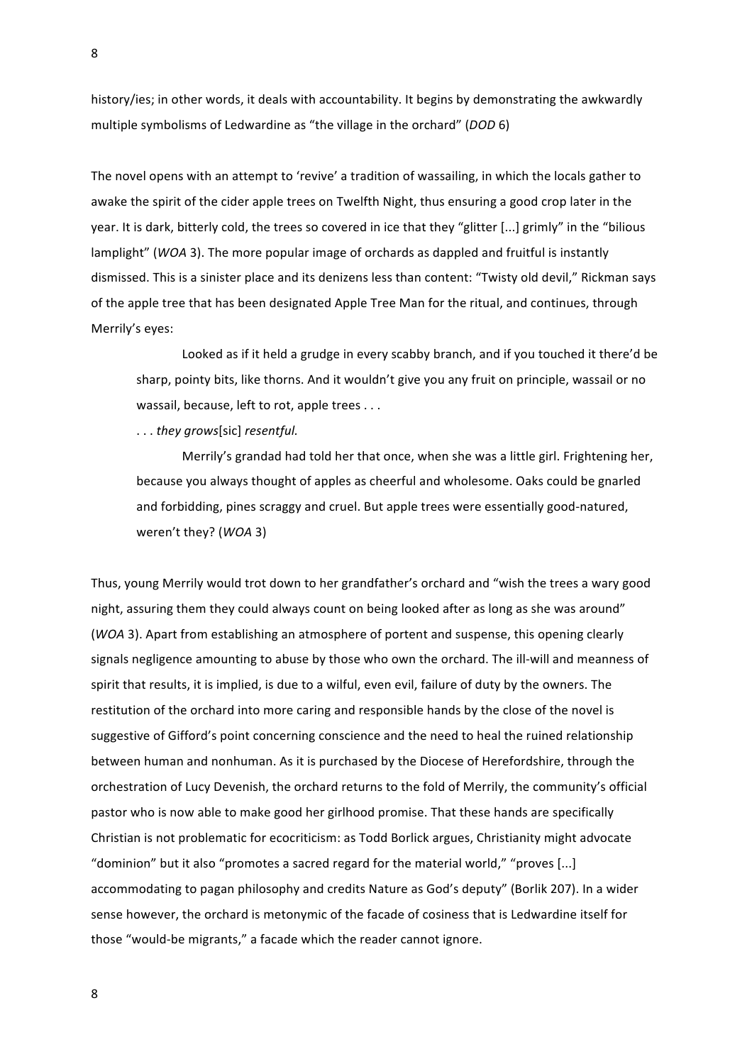history/ies; in other words, it deals with accountability. It begins by demonstrating the awkwardly multiple symbolisms of Ledwardine as "the village in the orchard" (*DOD* 6)

The novel opens with an attempt to 'revive' a tradition of wassailing, in which the locals gather to awake the spirit of the cider apple trees on Twelfth Night, thus ensuring a good crop later in the year. It is dark, bitterly cold, the trees so covered in ice that they "glitter [...] grimly" in the "bilious lamplight" (*WOA* 3). The more popular image of orchards as dappled and fruitful is instantly dismissed. This is a sinister place and its denizens less than content: "Twisty old devil," Rickman says of the apple tree that has been designated Apple Tree Man for the ritual, and continues, through Merrily's eyes:

> Looked as if it held a grudge in every scabby branch, and if you touched it there'd be sharp, pointy bits, like thorns. And it wouldn't give you any fruit on principle, wassail or no wassail, because, left to rot, apple trees . . .
>
> . . . *they grows*[sic] *resentful.*
>
> Merrily's grandad had told her that once, when she was a little girl. Frightening her, because you always thought of apples as cheerful and wholesome. Oaks could be gnarled and forbidding, pines scraggy and cruel. But apple trees were essentially good-natured, weren't they? (*WOA* 3)

Thus, young Merrily would trot down to her grandfather's orchard and "wish the trees a wary good night, assuring them they could always count on being looked after as long as she was around" (*WOA* 3). Apart from establishing an atmosphere of portent and suspense, this opening clearly signals negligence amounting to abuse by those who own the orchard. The ill-will and meanness of spirit that results, it is implied, is due to a wilful, even evil, failure of duty by the owners. The restitution of the orchard into more caring and responsible hands by the close of the novel is suggestive of Gifford's point concerning conscience and the need to heal the ruined relationship between human and nonhuman. As it is purchased by the Diocese of Herefordshire, through the orchestration of Lucy Devenish, the orchard returns to the fold of Merrily, the community's official pastor who is now able to make good her girlhood promise. That these hands are specifically Christian is not problematic for ecocriticism: as Todd Borlick argues, Christianity might advocate "dominion" but it also "promotes a sacred regard for the material world," "proves [...] accommodating to pagan philosophy and credits Nature as God's deputy" (Borlik 207). In a wider sense however, the orchard is metonymic of the facade of cosiness that is Ledwardine itself for those "would-be migrants," a facade which the reader cannot ignore.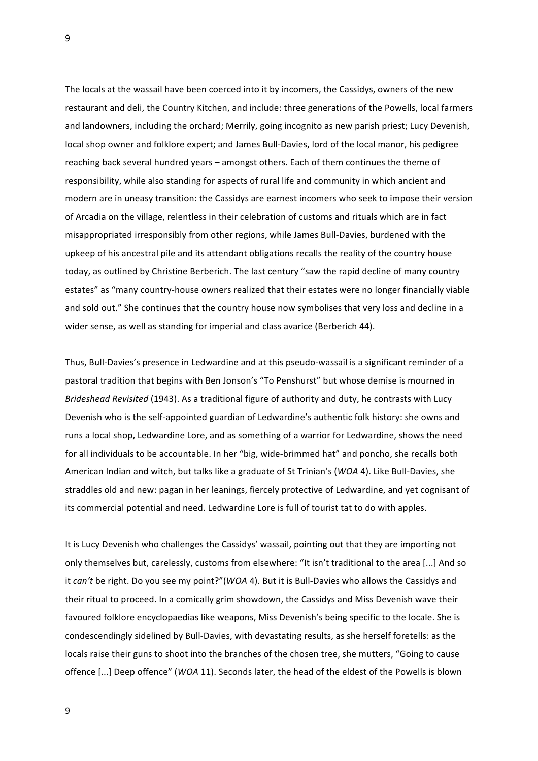The locals at the wassail have been coerced into it by incomers, the Cassidys, owners of the new restaurant and deli, the Country Kitchen, and include: three generations of the Powells, local farmers and landowners, including the orchard; Merrily, going incognito as new parish priest; Lucy Devenish, local shop owner and folklore expert; and James Bull-Davies, lord of the local manor, his pedigree reaching back several hundred years – amongst others. Each of them continues the theme of responsibility, while also standing for aspects of rural life and community in which ancient and modern are in uneasy transition: the Cassidys are earnest incomers who seek to impose their version of Arcadia on the village, relentless in their celebration of customs and rituals which are in fact misappropriated irresponsibly from other regions, while James Bull-Davies, burdened with the upkeep of his ancestral pile and its attendant obligations recalls the reality of the country house today, as outlined by Christine Berberich. The last century "saw the rapid decline of many country estates" as "many country-house owners realized that their estates were no longer financially viable and sold out." She continues that the country house now symbolises that very loss and decline in a wider sense, as well as standing for imperial and class avarice (Berberich 44).

Thus, Bull-Davies's presence in Ledwardine and at this pseudo-wassail is a significant reminder of a pastoral tradition that begins with Ben Jonson's "To Penshurst" but whose demise is mourned in *Brideshead Revisited* (1943). As a traditional figure of authority and duty, he contrasts with Lucy Devenish who is the self-appointed guardian of Ledwardine's authentic folk history: she owns and runs a local shop, Ledwardine Lore, and as something of a warrior for Ledwardine, shows the need for all individuals to be accountable. In her "big, wide-brimmed hat" and poncho, she recalls both American Indian and witch, but talks like a graduate of St Trinian's (*WOA* 4). Like Bull-Davies, she straddles old and new: pagan in her leanings, fiercely protective of Ledwardine, and yet cognisant of its commercial potential and need. Ledwardine Lore is full of tourist tat to do with apples.

It is Lucy Devenish who challenges the Cassidys' wassail, pointing out that they are importing not only themselves but, carelessly, customs from elsewhere: "It isn't traditional to the area [...] And so it *can't* be right. Do you see my point?"(*WOA* 4). But it is Bull-Davies who allows the Cassidys and their ritual to proceed. In a comically grim showdown, the Cassidys and Miss Devenish wave their favoured folklore encyclopaedias like weapons, Miss Devenish's being specific to the locale. She is condescendingly sidelined by Bull-Davies, with devastating results, as she herself foretells: as the locals raise their guns to shoot into the branches of the chosen tree, she mutters, "Going to cause offence [...] Deep offence" (*WOA* 11). Seconds later, the head of the eldest of the Powells is blown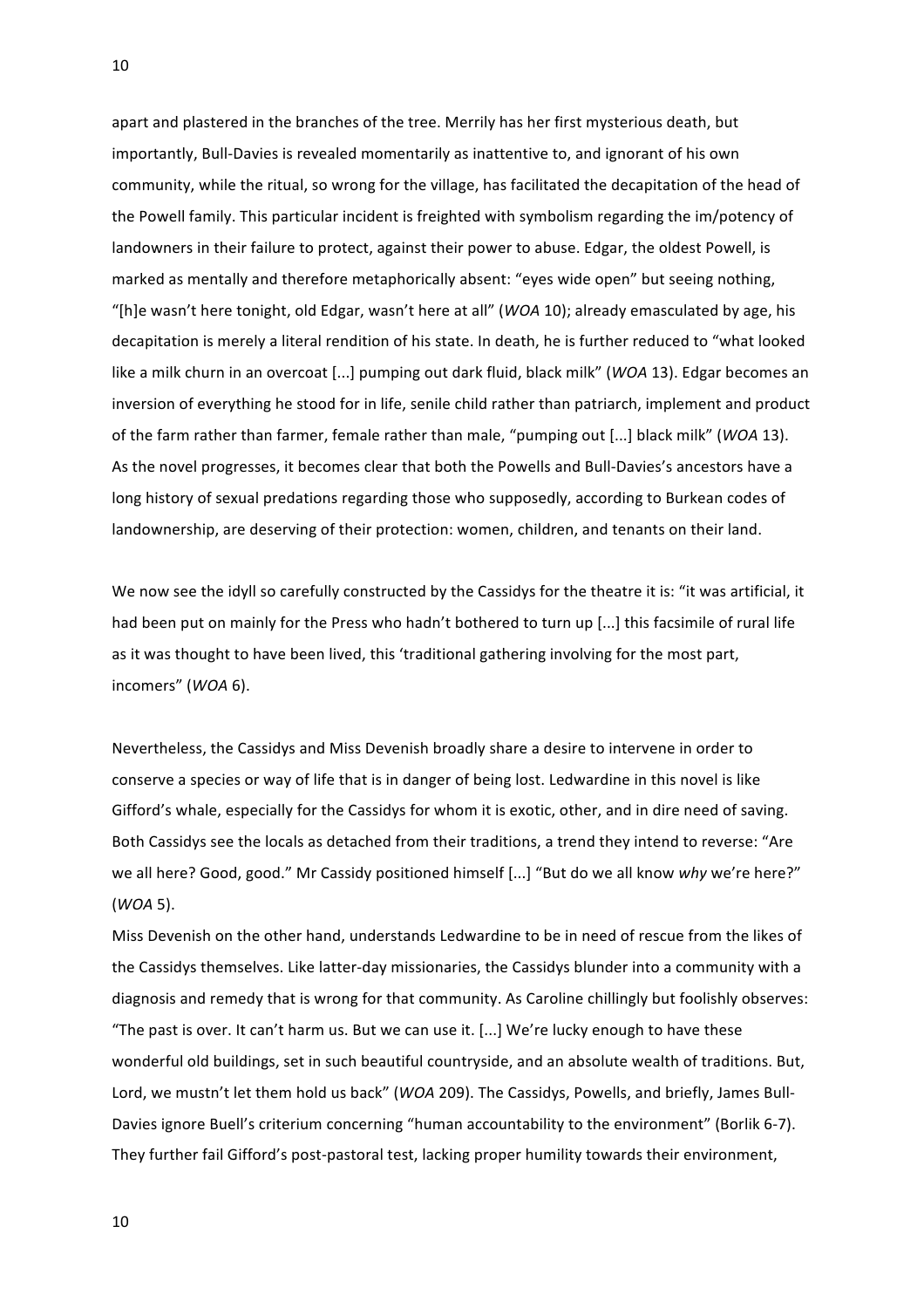apart and plastered in the branches of the tree. Merrily has her first mysterious death, but importantly, Bull-Davies is revealed momentarily as inattentive to, and ignorant of his own community, while the ritual, so wrong for the village, has facilitated the decapitation of the head of the Powell family. This particular incident is freighted with symbolism regarding the im/potency of landowners in their failure to protect, against their power to abuse. Edgar, the oldest Powell, is marked as mentally and therefore metaphorically absent: "eyes wide open" but seeing nothing, "[h]e wasn't here tonight, old Edgar, wasn't here at all" (*WOA* 10); already emasculated by age, his decapitation is merely a literal rendition of his state. In death, he is further reduced to "what looked like a milk churn in an overcoat [...] pumping out dark fluid, black milk" (*WOA* 13). Edgar becomes an inversion of everything he stood for in life, senile child rather than patriarch, implement and product of the farm rather than farmer, female rather than male, "pumping out [...] black milk" (*WOA* 13). As the novel progresses, it becomes clear that both the Powells and Bull-Davies's ancestors have a long history of sexual predations regarding those who supposedly, according to Burkean codes of landownership, are deserving of their protection: women, children, and tenants on their land.

We now see the idyll so carefully constructed by the Cassidys for the theatre it is: "it was artificial, it had been put on mainly for the Press who hadn't bothered to turn up [...] this facsimile of rural life as it was thought to have been lived, this 'traditional gathering involving for the most part, incomers" (*WOA* 6).

Nevertheless, the Cassidys and Miss Devenish broadly share a desire to intervene in order to conserve a species or way of life that is in danger of being lost. Ledwardine in this novel is like Gifford's whale, especially for the Cassidys for whom it is exotic, other, and in dire need of saving. Both Cassidys see the locals as detached from their traditions, a trend they intend to reverse: "Are we all here? Good, good." Mr Cassidy positioned himself [...] "But do we all know *why* we're here?" (*WOA* 5).

Miss Devenish on the other hand, understands Ledwardine to be in need of rescue from the likes of the Cassidys themselves. Like latter-day missionaries, the Cassidys blunder into a community with a diagnosis and remedy that is wrong for that community. As Caroline chillingly but foolishly observes: "The past is over. It can't harm us. But we can use it. [...] We're lucky enough to have these wonderful old buildings, set in such beautiful countryside, and an absolute wealth of traditions. But, Lord, we mustn't let them hold us back" (*WOA* 209). The Cassidys, Powells, and briefly, James Bull-Davies ignore Buell's criterium concerning "human accountability to the environment" (Borlik 6-7). They further fail Gifford's post-pastoral test, lacking proper humility towards their environment,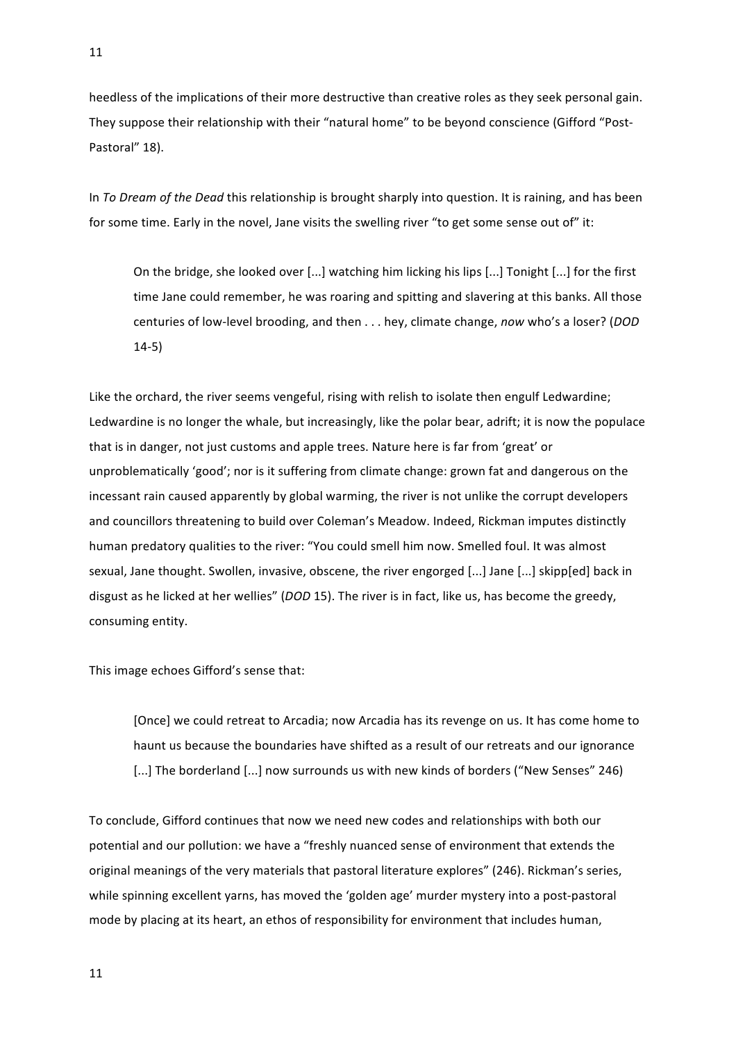heedless of the implications of their more destructive than creative roles as they seek personal gain. They suppose their relationship with their "natural home" to be beyond conscience (Gifford "Post-Pastoral" 18).

In *To Dream of the Dead* this relationship is brought sharply into question. It is raining, and has been for some time. Early in the novel, Jane visits the swelling river "to get some sense out of" it:

> On the bridge, she looked over [...] watching him licking his lips [...] Tonight [...] for the first time Jane could remember, he was roaring and spitting and slavering at this banks. All those centuries of low-level brooding, and then . . . hey, climate change, *now* who's a loser? (*DOD* 14-5)

Like the orchard, the river seems vengeful, rising with relish to isolate then engulf Ledwardine; Ledwardine is no longer the whale, but increasingly, like the polar bear, adrift; it is now the populace that is in danger, not just customs and apple trees. Nature here is far from 'great' or unproblematically 'good'; nor is it suffering from climate change: grown fat and dangerous on the incessant rain caused apparently by global warming, the river is not unlike the corrupt developers and councillors threatening to build over Coleman's Meadow. Indeed, Rickman imputes distinctly human predatory qualities to the river: "You could smell him now. Smelled foul. It was almost sexual, Jane thought. Swollen, invasive, obscene, the river engorged [...] Jane [...] skipp[ed] back in disgust as he licked at her wellies" (*DOD* 15). The river is in fact, like us, has become the greedy, consuming entity.

This image echoes Gifford's sense that:

> [Once] we could retreat to Arcadia; now Arcadia has its revenge on us. It has come home to haunt us because the boundaries have shifted as a result of our retreats and our ignorance [...] The borderland [...] now surrounds us with new kinds of borders ("New Senses" 246)

To conclude, Gifford continues that now we need new codes and relationships with both our potential and our pollution: we have a "freshly nuanced sense of environment that extends the original meanings of the very materials that pastoral literature explores" (246). Rickman's series, while spinning excellent yarns, has moved the 'golden age' murder mystery into a post-pastoral mode by placing at its heart, an ethos of responsibility for environment that includes human,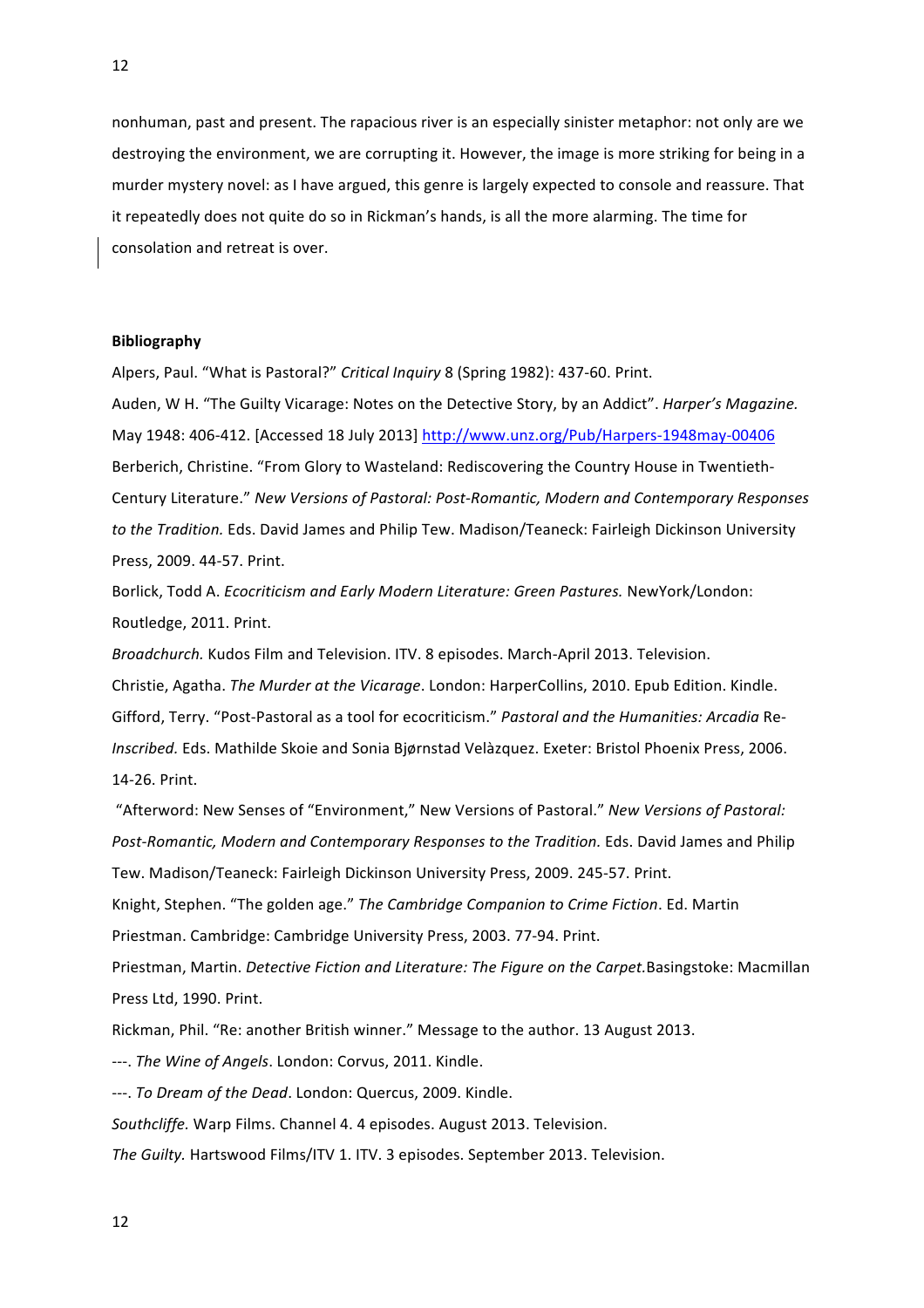nonhuman, past and present. The rapacious river is an especially sinister metaphor: not only are we destroying the environment, we are corrupting it. However, the image is more striking for being in a murder mystery novel: as I have argued, this genre is largely expected to console and reassure. That it repeatedly does not quite do so in Rickman's hands, is all the more alarming. The time for consolation and retreat is over.

**Bibliography**

Alpers, Paul. "What is Pastoral?" *Critical Inquiry* 8 (Spring 1982): 437-60. Print.

Auden, W H. "The Guilty Vicarage: Notes on the Detective Story, by an Addict". *Harper's Magazine.* May 1948: 406-412. [Accessed 18 July 2013] http://www.unz.org/Pub/Harpers-1948may-00406

Berberich, Christine. "From Glory to Wasteland: Rediscovering the Country House in Twentieth-Century Literature." *New Versions of Pastoral: Post-Romantic, Modern and Contemporary Responses to the Tradition.* Eds. David James and Philip Tew. Madison/Teaneck: Fairleigh Dickinson University Press, 2009. 44-57. Print.

Borlick, Todd A. *Ecocriticism and Early Modern Literature: Green Pastures.* NewYork/London: Routledge, 2011. Print.

*Broadchurch.* Kudos Film and Television. ITV. 8 episodes. March-April 2013. Television.

Christie, Agatha. *The Murder at the Vicarage*. London: HarperCollins, 2010. Epub Edition. Kindle.

Gifford, Terry. "Post-Pastoral as a tool for ecocriticism." *Pastoral and the Humanities: Arcadia* Re-*Inscribed.* Eds. Mathilde Skoie and Sonia Bjørnstad Velàzquez. Exeter: Bristol Phoenix Press, 2006. 14-26. Print.

"Afterword: New Senses of "Environment," New Versions of Pastoral." *New Versions of Pastoral: Post-Romantic, Modern and Contemporary Responses to the Tradition.* Eds. David James and Philip Tew. Madison/Teaneck: Fairleigh Dickinson University Press, 2009. 245-57. Print.

Knight, Stephen. "The golden age." *The Cambridge Companion to Crime Fiction*. Ed. Martin Priestman. Cambridge: Cambridge University Press, 2003. 77-94. Print.

Priestman, Martin. *Detective Fiction and Literature: The Figure on the Carpet.*Basingstoke: Macmillan Press Ltd, 1990. Print.

Rickman, Phil. "Re: another British winner." Message to the author. 13 August 2013.

---. *The Wine of Angels*. London: Corvus, 2011. Kindle.

---. *To Dream of the Dead*. London: Quercus, 2009. Kindle.

*Southcliffe.* Warp Films. Channel 4. 4 episodes. August 2013. Television.

*The Guilty.* Hartswood Films/ITV 1. ITV. 3 episodes. September 2013. Television.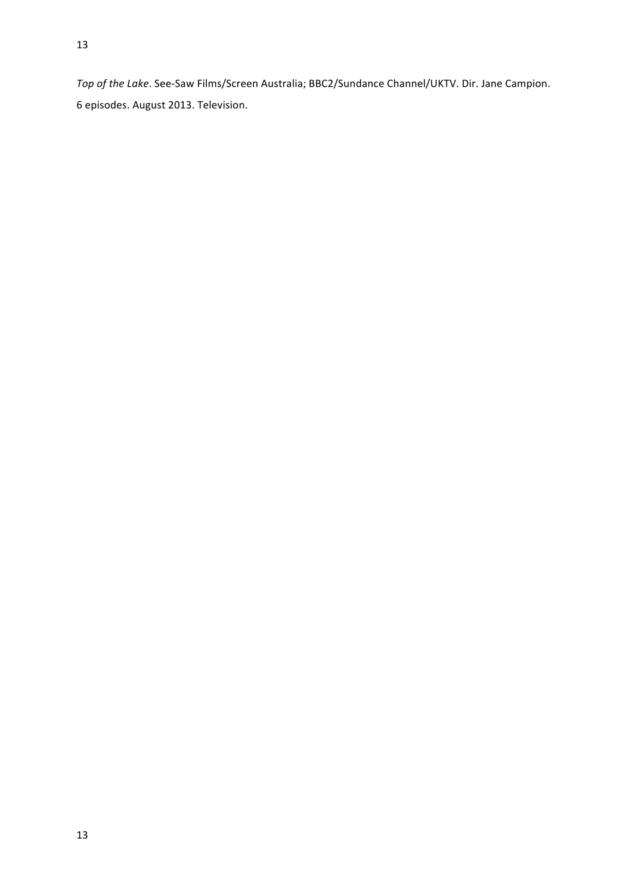*Top of the Lake*. See-Saw Films/Screen Australia; BBC2/Sundance Channel/UKTV. Dir. Jane Campion. 6 episodes. August 2013. Television.